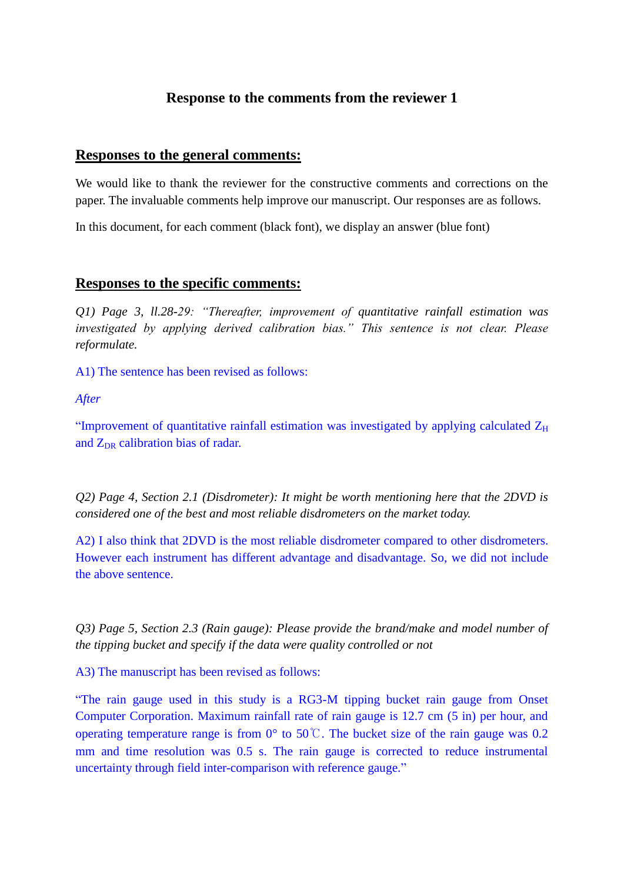# Response to the comments from the reviewer 1

## Responses to the general comments:

We would like to thank the reviewer for the constructive comments and corrections on the paper. The invaluable comments help improve our manuscript. Our responses are as follows.

In this document, for each comment (black font), we display an answer (blue font)

## Responses to the specific comments:

*Q1) Page 3, ll.28-29: "Thereafter, improvement of quantitative rainfall estimation was investigated by applying derived calibration bias." This sentence is not clear. Please reformulate.*

A1) The sentence has been revised as follows:

*After*

"Improvement of quantitative rainfall estimation was investigated by applying calculated $Z_H$ and $Z_{DR}$ calibration bias of radar.

*Q2) Page 4, Section 2.1 (Disdrometer): It might be worth mentioning here that the 2DVD is considered one of the best and most reliable disdrometers on the market today.*

A2) I also think that 2DVD is the most reliable disdrometer compared to other disdrometers. However each instrument has different advantage and disadvantage. So, we did not include the above sentence.

*Q3) Page 5, Section 2.3 (Rain gauge): Please provide the brand/make and model number of the tipping bucket and specify if the data were quality controlled or not*

A3) The manuscript has been revised as follows:

"The rain gauge used in this study is a RG3-M tipping bucket rain gauge from Onset Computer Corporation. Maximum rainfall rate of rain gauge is 12.7 cm (5 in) per hour, and operating temperature range is from 0° to 50℃. The bucket size of the rain gauge was 0.2 mm and time resolution was 0.5 s. The rain gauge is corrected to reduce instrumental uncertainty through field inter-comparison with reference gauge."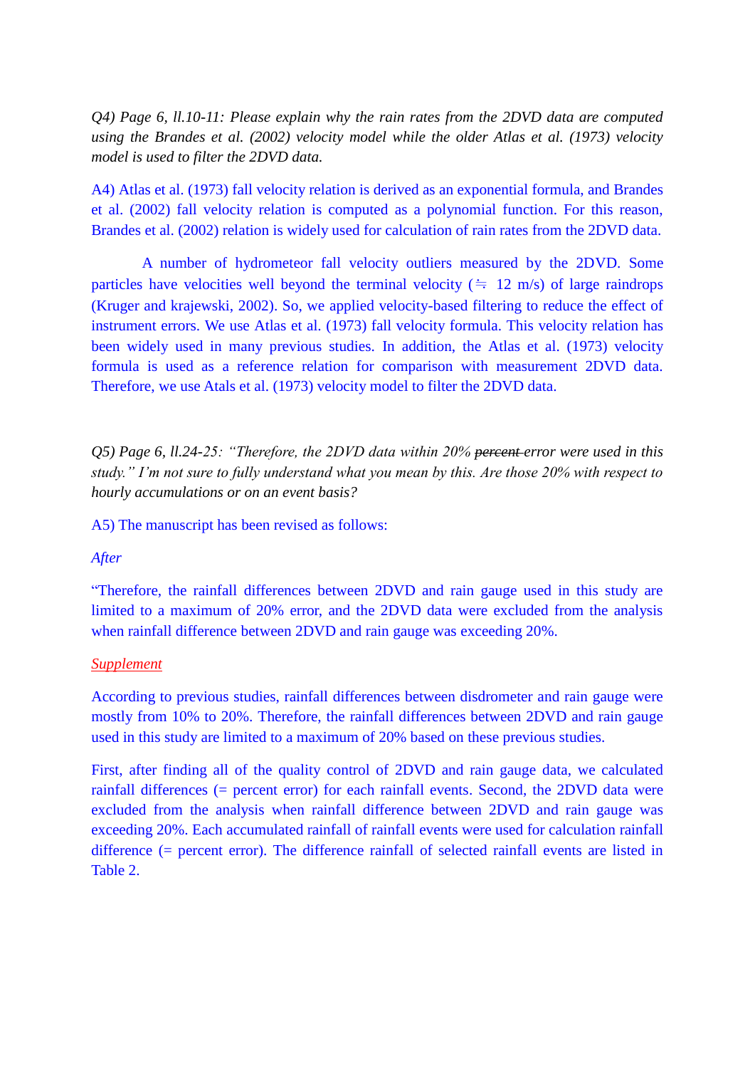*Q4) Page 6, ll.10-11: Please explain why the rain rates from the 2DVD data are computed using the Brandes et al. (2002) velocity model while the older Atlas et al. (1973) velocity model is used to filter the 2DVD data.*

A4) Atlas et al. (1973) fall velocity relation is derived as an exponential formula, and Brandes et al. (2002) fall velocity relation is computed as a polynomial function. For this reason, Brandes et al. (2002) relation is widely used for calculation of rain rates from the 2DVD data.

A number of hydrometeor fall velocity outliers measured by the 2DVD. Some particles have velocities well beyond the terminal velocity (≒ 12 m/s) of large raindrops (Kruger and krajewski, 2002). So, we applied velocity-based filtering to reduce the effect of instrument errors. We use Atlas et al. (1973) fall velocity formula. This velocity relation has been widely used in many previous studies. In addition, the Atlas et al. (1973) velocity formula is used as a reference relation for comparison with measurement 2DVD data. Therefore, we use Atals et al. (1973) velocity model to filter the 2DVD data.

*Q5) Page 6, ll.24-25: "Therefore, the 2DVD data within 20% ~~percent~~ error were used in this study." I'm not sure to fully understand what you mean by this. Are those 20% with respect to hourly accumulations or on an event basis?*

A5) The manuscript has been revised as follows:

*After*

"Therefore, the rainfall differences between 2DVD and rain gauge used in this study are limited to a maximum of 20% error, and the 2DVD data were excluded from the analysis when rainfall difference between 2DVD and rain gauge was exceeding 20%.

*Supplement*

According to previous studies, rainfall differences between disdrometer and rain gauge were mostly from 10% to 20%. Therefore, the rainfall differences between 2DVD and rain gauge used in this study are limited to a maximum of 20% based on these previous studies.

First, after finding all of the quality control of 2DVD and rain gauge data, we calculated rainfall differences (= percent error) for each rainfall events. Second, the 2DVD data were excluded from the analysis when rainfall difference between 2DVD and rain gauge was exceeding 20%. Each accumulated rainfall of rainfall events were used for calculation rainfall difference (= percent error). The difference rainfall of selected rainfall events are listed in Table 2.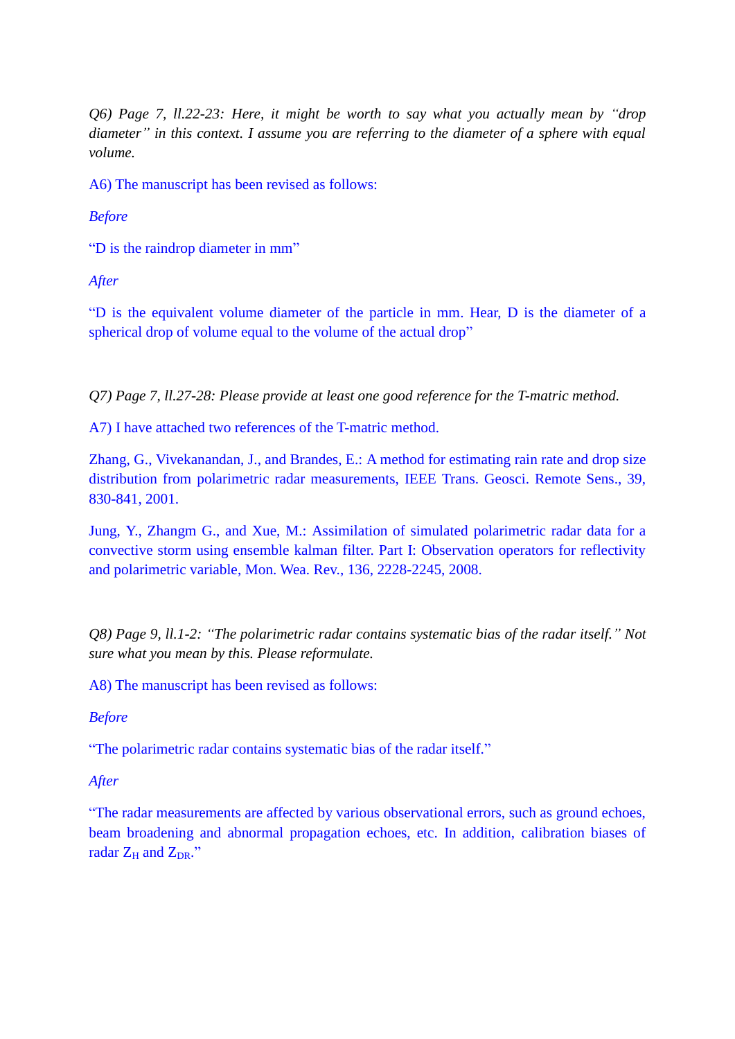*Q6) Page 7, ll.22-23: Here, it might be worth to say what you actually mean by "drop diameter" in this context. I assume you are referring to the diameter of a sphere with equal volume.*

A6) The manuscript has been revised as follows:

*Before*

"D is the raindrop diameter in mm"

*After*

"D is the equivalent volume diameter of the particle in mm. Hear, D is the diameter of a spherical drop of volume equal to the volume of the actual drop"

*Q7) Page 7, ll.27-28: Please provide at least one good reference for the T-matric method.*

A7) I have attached two references of the T-matric method.

Zhang, G., Vivekanandan, J., and Brandes, E.: A method for estimating rain rate and drop size distribution from polarimetric radar measurements, IEEE Trans. Geosci. Remote Sens., 39, 830-841, 2001.

Jung, Y., Zhangm G., and Xue, M.: Assimilation of simulated polarimetric radar data for a convective storm using ensemble kalman filter. Part I: Observation operators for reflectivity and polarimetric variable, Mon. Wea. Rev., 136, 2228-2245, 2008.

*Q8) Page 9, ll.1-2: "The polarimetric radar contains systematic bias of the radar itself." Not sure what you mean by this. Please reformulate.*

A8) The manuscript has been revised as follows:

*Before*

"The polarimetric radar contains systematic bias of the radar itself."

*After*

"The radar measurements are affected by various observational errors, such as ground echoes, beam broadening and abnormal propagation echoes, etc. In addition, calibration biases of radar $Z_H$ and $Z_{DR}$."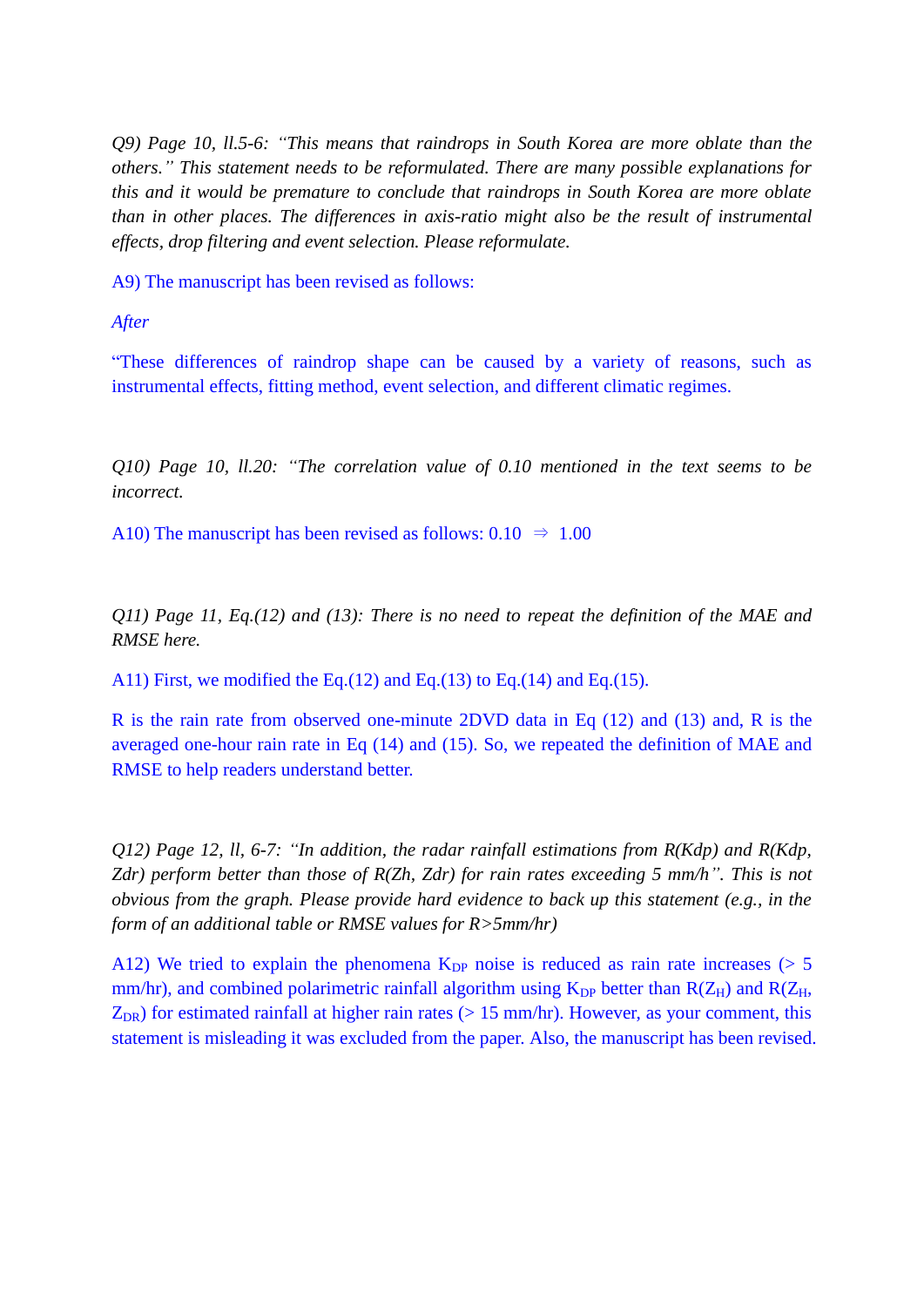*Q9) Page 10, ll.5-6: "This means that raindrops in South Korea are more oblate than the others." This statement needs to be reformulated. There are many possible explanations for this and it would be premature to conclude that raindrops in South Korea are more oblate than in other places. The differences in axis-ratio might also be the result of instrumental effects, drop filtering and event selection. Please reformulate.*

A9) The manuscript has been revised as follows:

*After*

"These differences of raindrop shape can be caused by a variety of reasons, such as instrumental effects, fitting method, event selection, and different climatic regimes.

*Q10) Page 10, ll.20: "The correlation value of 0.10 mentioned in the text seems to be incorrect.*

A10) The manuscript has been revised as follows: 0.10 $\Rightarrow$ 1.00

*Q11) Page 11, Eq.(12) and (13): There is no need to repeat the definition of the MAE and RMSE here.*

A11) First, we modified the Eq.(12) and Eq.(13) to Eq.(14) and Eq.(15).

R is the rain rate from observed one-minute 2DVD data in Eq (12) and (13) and, R is the averaged one-hour rain rate in Eq (14) and (15). So, we repeated the definition of MAE and RMSE to help readers understand better.

*Q12) Page 12, ll, 6-7: "In addition, the radar rainfall estimations from R(Kdp) and R(Kdp, Zdr) perform better than those of R(Zh, Zdr) for rain rates exceeding 5 mm/h". This is not obvious from the graph. Please provide hard evidence to back up this statement (e.g., in the form of an additional table or RMSE values for R>5mm/hr)*

A12) We tried to explain the phenomena $K_{DP}$ noise is reduced as rain rate increases (> 5 mm/hr), and combined polarimetric rainfall algorithm using $K_{DP}$ better than $R(Z_H)$ and $R(Z_H, Z_{DR})$ for estimated rainfall at higher rain rates (> 15 mm/hr). However, as your comment, this statement is misleading it was excluded from the paper. Also, the manuscript has been revised.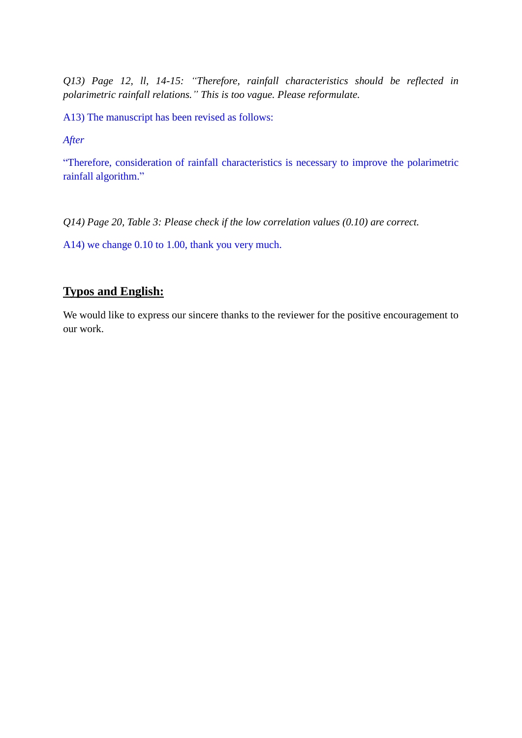*Q13) Page 12, ll, 14-15: "Therefore, rainfall characteristics should be reflected in polarimetric rainfall relations." This is too vague. Please reformulate.*

A13) The manuscript has been revised as follows:

*After*

"Therefore, consideration of rainfall characteristics is necessary to improve the polarimetric rainfall algorithm."

*Q14) Page 20, Table 3: Please check if the low correlation values (0.10) are correct.*

A14) we change 0.10 to 1.00, thank you very much.

## **<u>Typos and English:</u>**

We would like to express our sincere thanks to the reviewer for the positive encouragement to our work.